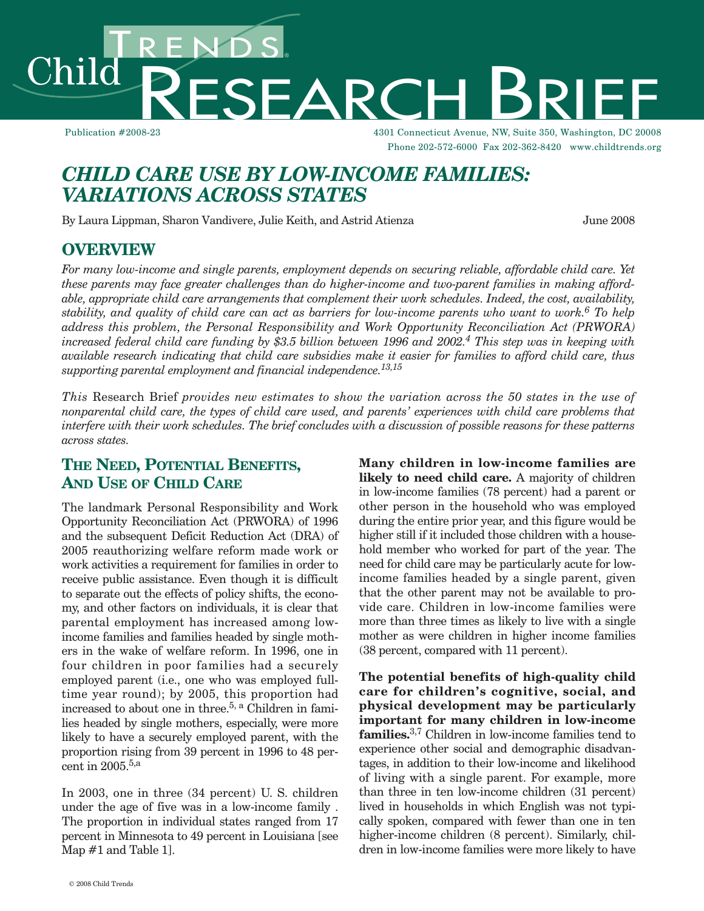# Child Trends Research Brief

Publication #2008-23

4301 Connecticut Avenue, NW, Suite 350, Washington, DC 20008
Phone 202-572-6000 Fax 202-362-8420 www.childtrends.org

## *CHILD CARE USE BY LOW-INCOME FAMILIES: VARIATIONS ACROSS STATES*

By Laura Lippman, Sharon Vandivere, Julie Keith, and Astrid Atienza

June 2008

## OVERVIEW

*For many low-income and single parents, employment depends on securing reliable, affordable child care. Yet these parents may face greater challenges than do higher-income and two-parent families in making affordable, appropriate child care arrangements that complement their work schedules. Indeed, the cost, availability, stability, and quality of child care can act as barriers for low-income parents who want to work.[6] To help address this problem, the Personal Responsibility and Work Opportunity Reconciliation Act (PRWORA) increased federal child care funding by $3.5 billion between 1996 and 2002.[4] This step was in keeping with available research indicating that child care subsidies make it easier for families to afford child care, thus supporting parental employment and financial independence.[13,15]*

*This* Research Brief *provides new estimates to show the variation across the 50 states in the use of nonparental child care, the types of child care used, and parents' experiences with child care problems that interfere with their work schedules. The brief concludes with a discussion of possible reasons for these patterns across states.*

## THE NEED, POTENTIAL BENEFITS, AND USE OF CHILD CARE

The landmark Personal Responsibility and Work Opportunity Reconciliation Act (PRWORA) of 1996 and the subsequent Deficit Reduction Act (DRA) of 2005 reauthorizing welfare reform made work or work activities a requirement for families in order to receive public assistance. Even though it is difficult to separate out the effects of policy shifts, the economy, and other factors on individuals, it is clear that parental employment has increased among low-income families and families headed by single mothers in the wake of welfare reform. In 1996, one in four children in poor families had a securely employed parent (i.e., one who was employed full-time year round); by 2005, this proportion had increased to about one in three.[5, a] Children in families headed by single mothers, especially, were more likely to have a securely employed parent, with the proportion rising from 39 percent in 1996 to 48 percent in 2005.[5,a]

In 2003, one in three (34 percent) U. S. children under the age of five was in a low-income family . The proportion in individual states ranged from 17 percent in Minnesota to 49 percent in Louisiana [see Map #1 and Table 1].

**Many children in low-income families are likely to need child care.** A majority of children in low-income families (78 percent) had a parent or other person in the household who was employed during the entire prior year, and this figure would be higher still if it included those children with a household member who worked for part of the year. The need for child care may be particularly acute for low-income families headed by a single parent, given that the other parent may not be available to provide care. Children in low-income families were more than three times as likely to live with a single mother as were children in higher income families (38 percent, compared with 11 percent).

**The potential benefits of high-quality child care for children's cognitive, social, and physical development may be particularly important for many children in low-income families.**[3,7] Children in low-income families tend to experience other social and demographic disadvantages, in addition to their low-income and likelihood of living with a single parent. For example, more than three in ten low-income children (31 percent) lived in households in which English was not typically spoken, compared with fewer than one in ten higher-income children (8 percent). Similarly, children in low-income families were more likely to have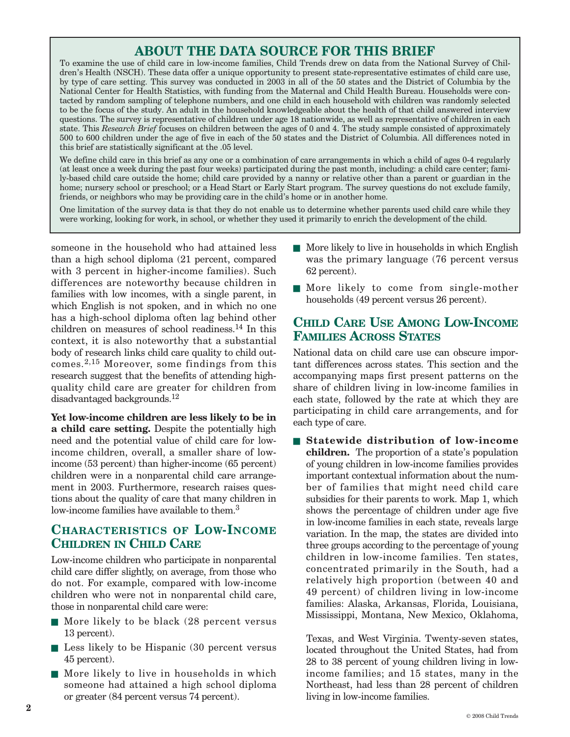## ABOUT THE DATA SOURCE FOR THIS BRIEF

To examine the use of child care in low-income families, Child Trends drew on data from the National Survey of Children's Health (NSCH). These data offer a unique opportunity to present state-representative estimates of child care use, by type of care setting. This survey was conducted in 2003 in all of the 50 states and the District of Columbia by the National Center for Health Statistics, with funding from the Maternal and Child Health Bureau. Households were contacted by random sampling of telephone numbers, and one child in each household with children was randomly selected to be the focus of the study. An adult in the household knowledgeable about the health of that child answered interview questions. The survey is representative of children under age 18 nationwide, as well as representative of children in each state. This *Research Brief* focuses on children between the ages of 0 and 4. The study sample consisted of approximately 500 to 600 children under the age of five in each of the 50 states and the District of Columbia. All differences noted in this brief are statistically significant at the .05 level.

We define child care in this brief as any one or a combination of care arrangements in which a child of ages 0-4 regularly (at least once a week during the past four weeks) participated during the past month, including: a child care center; family-based child care outside the home; child care provided by a nanny or relative other than a parent or guardian in the home; nursery school or preschool; or a Head Start or Early Start program. The survey questions do not exclude family, friends, or neighbors who may be providing care in the child's home or in another home.

One limitation of the survey data is that they do not enable us to determine whether parents used child care while they were working, looking for work, in school, or whether they used it primarily to enrich the development of the child.

someone in the household who had attained less than a high school diploma (21 percent, compared with 3 percent in higher-income families). Such differences are noteworthy because children in families with low incomes, with a single parent, in which English is not spoken, and in which no one has a high-school diploma often lag behind other children on measures of school readiness.[14] In this context, it is also noteworthy that a substantial body of research links child care quality to child outcomes.[2,15] Moreover, some findings from this research suggest that the benefits of attending high-quality child care are greater for children from disadvantaged backgrounds.[12]

**Yet low-income children are less likely to be in a child care setting.** Despite the potentially high need and the potential value of child care for low-income children, overall, a smaller share of low-income (53 percent) than higher-income (65 percent) children were in a nonparental child care arrangement in 2003. Furthermore, research raises questions about the quality of care that many children in low-income families have available to them.[3]

## Characteristics of Low-Income Children in Child Care

Low-income children who participate in nonparental child care differ slightly, on average, from those who do not. For example, compared with low-income children who were not in nonparental child care, those in nonparental child care were:

- More likely to be black (28 percent versus 13 percent).
- Less likely to be Hispanic (30 percent versus 45 percent).
- More likely to live in households in which someone had attained a high school diploma or greater (84 percent versus 74 percent).
- More likely to live in households in which English was the primary language (76 percent versus 62 percent).
- More likely to come from single-mother households (49 percent versus 26 percent).

## Child Care Use Among Low-Income Families Across States

National data on child care use can obscure important differences across states. This section and the accompanying maps first present patterns on the share of children living in low-income families in each state, followed by the rate at which they are participating in child care arrangements, and for each type of care.

- **Statewide distribution of low-income children.** The proportion of a state's population of young children in low-income families provides important contextual information about the number of families that might need child care subsidies for their parents to work. Map 1, which shows the percentage of children under age five in low-income families in each state, reveals large variation. In the map, the states are divided into three groups according to the percentage of young children in low-income families. Ten states, concentrated primarily in the South, had a relatively high proportion (between 40 and 49 percent) of children living in low-income families: Alaska, Arkansas, Florida, Louisiana, Mississippi, Montana, New Mexico, Oklahoma, Texas, and West Virginia. Twenty-seven states, located throughout the United States, had from 28 to 38 percent of young children living in low-income families; and 15 states, many in the Northeast, had less than 28 percent of children living in low-income families.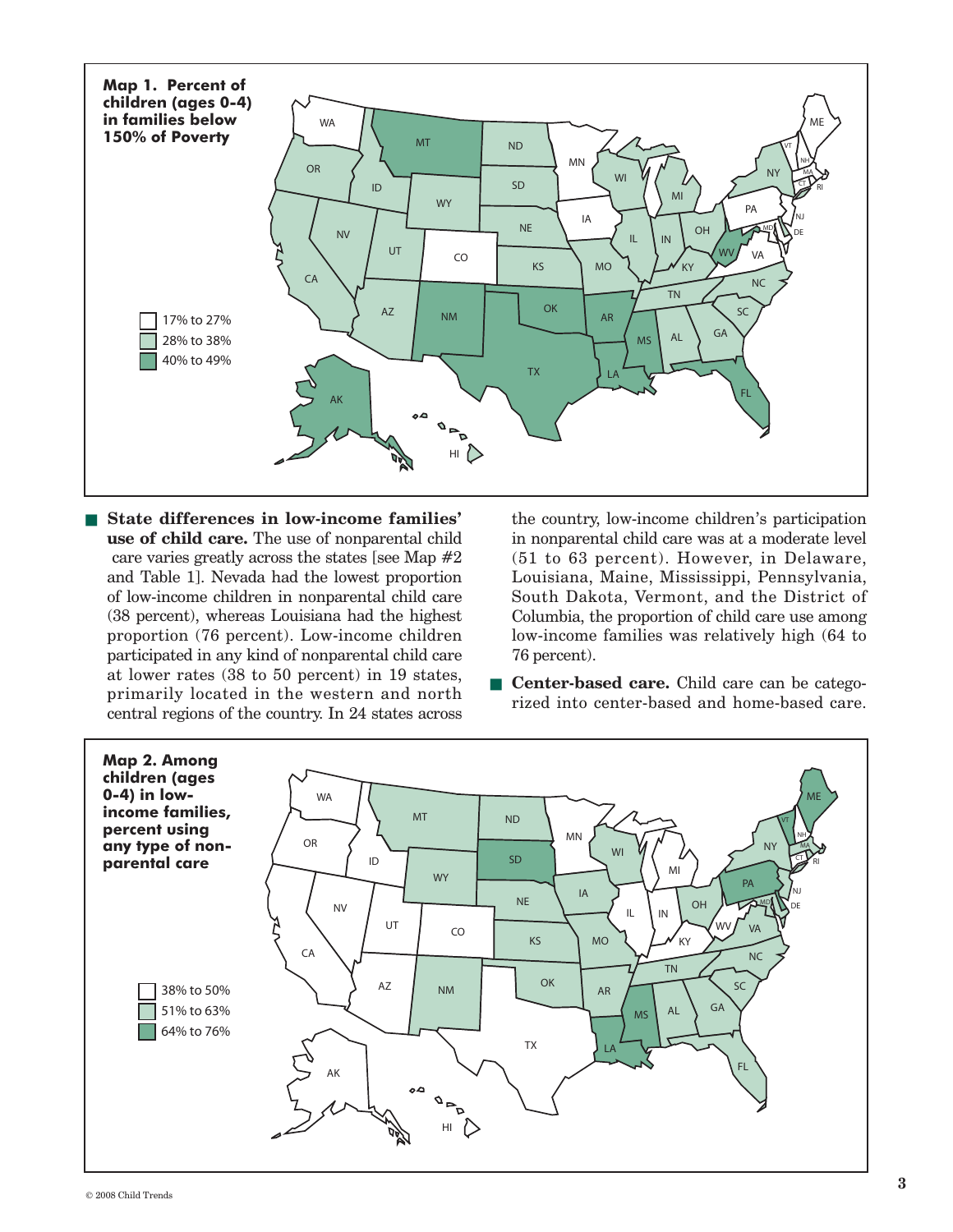**Map 1. Percent of children (ages 0-4) in families below 150% of Poverty**

- 17% to 27%
- 28% to 38%
- 40% to 49%

- **State differences in low-income families' use of child care.** The use of nonparental child care varies greatly across the states [see Map #2 and Table 1]. Nevada had the lowest proportion of low-income children in nonparental child care (38 percent), whereas Louisiana had the highest proportion (76 percent). Low-income children participated in any kind of nonparental child care at lower rates (38 to 50 percent) in 19 states, primarily located in the western and north central regions of the country. In 24 states across the country, low-income children's participation in nonparental child care was at a moderate level (51 to 63 percent). However, in Delaware, Louisiana, Maine, Mississippi, Pennsylvania, South Dakota, Vermont, and the District of Columbia, the proportion of child care use among low-income families was relatively high (64 to 76 percent).

- **Center-based care.** Child care can be categorized into center-based and home-based care.

**Map 2. Among children (ages 0-4) in low-income families, percent using any type of non-parental care**

- 38% to 50%
- 51% to 63%
- 64% to 76%

© 2008 Child Trends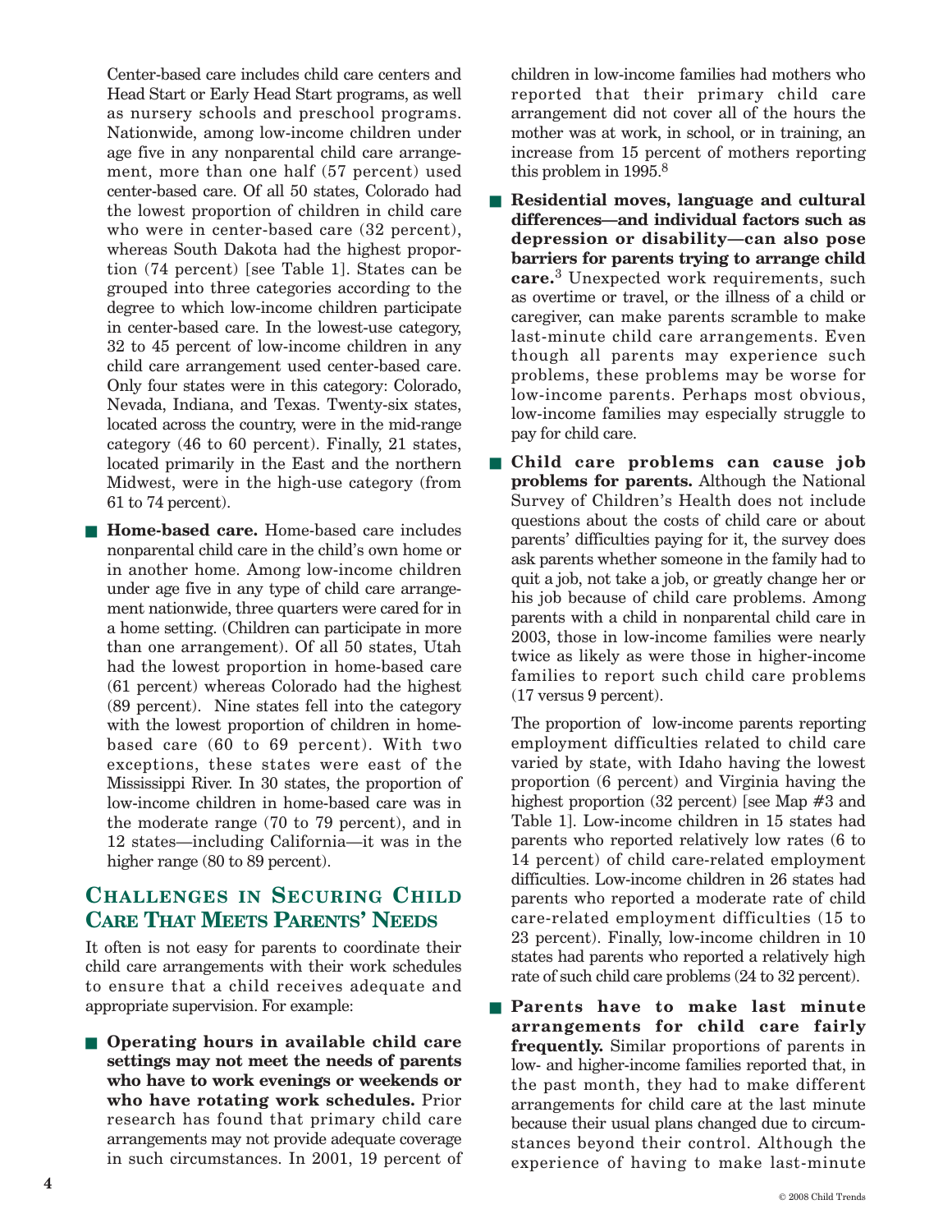Center-based care includes child care centers and Head Start or Early Head Start programs, as well as nursery schools and preschool programs. Nationwide, among low-income children under age five in any nonparental child care arrangement, more than one half (57 percent) used center-based care. Of all 50 states, Colorado had the lowest proportion of children in child care who were in center-based care (32 percent), whereas South Dakota had the highest proportion (74 percent) [see Table 1]. States can be grouped into three categories according to the degree to which low-income children participate in center-based care. In the lowest-use category, 32 to 45 percent of low-income children in any child care arrangement used center-based care. Only four states were in this category: Colorado, Nevada, Indiana, and Texas. Twenty-six states, located across the country, were in the mid-range category (46 to 60 percent). Finally, 21 states, located primarily in the East and the northern Midwest, were in the high-use category (from 61 to 74 percent).

- **Home-based care.** Home-based care includes nonparental child care in the child's own home or in another home. Among low-income children under age five in any type of child care arrangement nationwide, three quarters were cared for in a home setting. (Children can participate in more than one arrangement). Of all 50 states, Utah had the lowest proportion in home-based care (61 percent) whereas Colorado had the highest (89 percent). Nine states fell into the category with the lowest proportion of children in home-based care (60 to 69 percent). With two exceptions, these states were east of the Mississippi River. In 30 states, the proportion of low-income children in home-based care was in the moderate range (70 to 79 percent), and in 12 states—including California—it was in the higher range (80 to 89 percent).

## Challenges in Securing Child Care That Meets Parents' Needs

It often is not easy for parents to coordinate their child care arrangements with their work schedules to ensure that a child receives adequate and appropriate supervision. For example:

- **Operating hours in available child care settings may not meet the needs of parents who have to work evenings or weekends or who have rotating work schedules.** Prior research has found that primary child care arrangements may not provide adequate coverage in such circumstances. In 2001, 19 percent of children in low-income families had mothers who reported that their primary child care arrangement did not cover all of the hours the mother was at work, in school, or in training, an increase from 15 percent of mothers reporting this problem in 1995.[8]

- **Residential moves, language and cultural differences—and individual factors such as depression or disability—can also pose barriers for parents trying to arrange child care.**[3] Unexpected work requirements, such as overtime or travel, or the illness of a child or caregiver, can make parents scramble to make last-minute child care arrangements. Even though all parents may experience such problems, these problems may be worse for low-income parents. Perhaps most obvious, low-income families may especially struggle to pay for child care.

- **Child care problems can cause job problems for parents.** Although the National Survey of Children's Health does not include questions about the costs of child care or about parents' difficulties paying for it, the survey does ask parents whether someone in the family had to quit a job, not take a job, or greatly change her or his job because of child care problems. Among parents with a child in nonparental child care in 2003, those in low-income families were nearly twice as likely as were those in higher-income families to report such child care problems (17 versus 9 percent).

  The proportion of low-income parents reporting employment difficulties related to child care varied by state, with Idaho having the lowest proportion (6 percent) and Virginia having the highest proportion (32 percent) [see Map #3 and Table 1]. Low-income children in 15 states had parents who reported relatively low rates (6 to 14 percent) of child care-related employment difficulties. Low-income children in 26 states had parents who reported a moderate rate of child care-related employment difficulties (15 to 23 percent). Finally, low-income children in 10 states had parents who reported a relatively high rate of such child care problems (24 to 32 percent).

- **Parents have to make last minute arrangements for child care fairly frequently.** Similar proportions of parents in low- and higher-income families reported that, in the past month, they had to make different arrangements for child care at the last minute because their usual plans changed due to circumstances beyond their control. Although the experience of having to make last-minute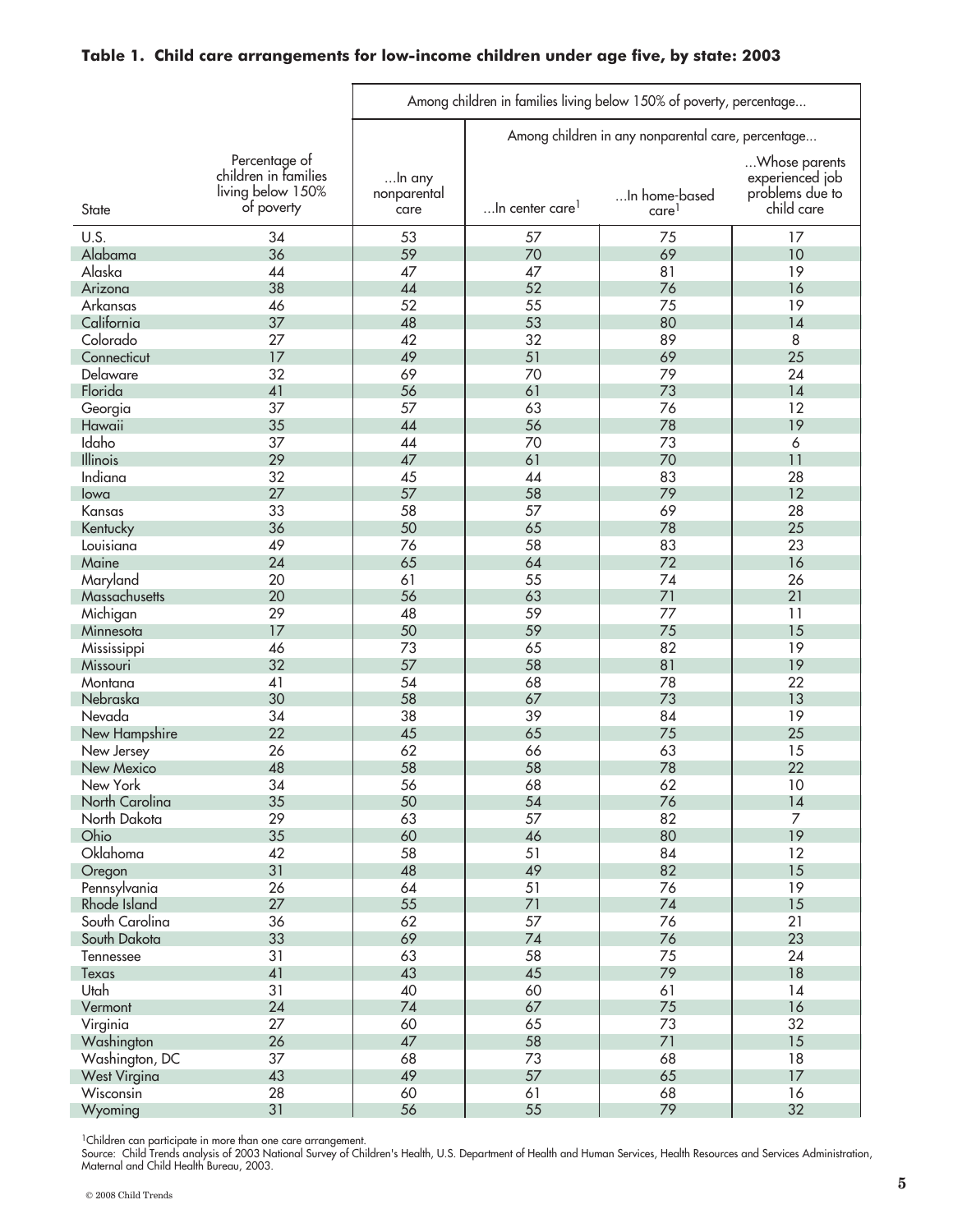**Table 1. Child care arrangements for low-income children under age five, by state: 2003**

| State | Percentage of children in families living below 150% of poverty | Among children in families living below 150% of poverty, percentage... | | | |
|---|---|---|---|---|---|
| | | | Among children in any nonparental care, percentage... | | |
| | | ...In any nonparental care | ...In center care[1] | ...In home-based care[1] | ...Whose parents experienced job problems due to child care |
| U.S. | 34 | 53 | 57 | 75 | 17 |
| Alabama | 36 | 59 | 70 | 69 | 10 |
| Alaska | 44 | 47 | 47 | 81 | 19 |
| Arizona | 38 | 44 | 52 | 76 | 16 |
| Arkansas | 46 | 52 | 55 | 75 | 19 |
| California | 37 | 48 | 53 | 80 | 14 |
| Colorado | 27 | 42 | 32 | 89 | 8 |
| Connecticut | 17 | 49 | 51 | 69 | 25 |
| Delaware | 32 | 69 | 70 | 79 | 24 |
| Florida | 41 | 56 | 61 | 73 | 14 |
| Georgia | 37 | 57 | 63 | 76 | 12 |
| Hawaii | 35 | 44 | 56 | 78 | 19 |
| Idaho | 37 | 44 | 70 | 73 | 6 |
| Illinois | 29 | 47 | 61 | 70 | 11 |
| Indiana | 32 | 45 | 44 | 83 | 28 |
| Iowa | 27 | 57 | 58 | 79 | 12 |
| Kansas | 33 | 58 | 57 | 69 | 28 |
| Kentucky | 36 | 50 | 65 | 78 | 25 |
| Louisiana | 49 | 76 | 58 | 83 | 23 |
| Maine | 24 | 65 | 64 | 72 | 16 |
| Maryland | 20 | 61 | 55 | 74 | 26 |
| Massachusetts | 20 | 56 | 63 | 71 | 21 |
| Michigan | 29 | 48 | 59 | 77 | 11 |
| Minnesota | 17 | 50 | 59 | 75 | 15 |
| Mississippi | 46 | 73 | 65 | 82 | 19 |
| Missouri | 32 | 57 | 58 | 81 | 19 |
| Montana | 41 | 54 | 68 | 78 | 22 |
| Nebraska | 30 | 58 | 67 | 73 | 13 |
| Nevada | 34 | 38 | 39 | 84 | 19 |
| New Hampshire | 22 | 45 | 65 | 75 | 25 |
| New Jersey | 26 | 62 | 66 | 63 | 15 |
| New Mexico | 48 | 58 | 58 | 78 | 22 |
| New York | 34 | 56 | 68 | 62 | 10 |
| North Carolina | 35 | 50 | 54 | 76 | 14 |
| North Dakota | 29 | 63 | 57 | 82 | 7 |
| Ohio | 35 | 60 | 46 | 80 | 19 |
| Oklahoma | 42 | 58 | 51 | 84 | 12 |
| Oregon | 31 | 48 | 49 | 82 | 15 |
| Pennsylvania | 26 | 64 | 51 | 76 | 19 |
| Rhode Island | 27 | 55 | 71 | 74 | 15 |
| South Carolina | 36 | 62 | 57 | 76 | 21 |
| South Dakota | 33 | 69 | 74 | 76 | 23 |
| Tennessee | 31 | 63 | 58 | 75 | 24 |
| Texas | 41 | 43 | 45 | 79 | 18 |
| Utah | 31 | 40 | 60 | 61 | 14 |
| Vermont | 24 | 74 | 67 | 75 | 16 |
| Virginia | 27 | 60 | 65 | 73 | 32 |
| Washington | 26 | 47 | 58 | 71 | 15 |
| Washington, DC | 37 | 68 | 73 | 68 | 18 |
| West Virgina | 43 | 49 | 57 | 65 | 17 |
| Wisconsin | 28 | 60 | 61 | 68 | 16 |
| Wyoming | 31 | 56 | 55 | 79 | 32 |

[1]Children can participate in more than one care arrangement.

Source: Child Trends analysis of 2003 National Survey of Children's Health, U.S. Department of Health and Human Services, Health Resources and Services Administration, Maternal and Child Health Bureau, 2003.

© 2008 Child Trends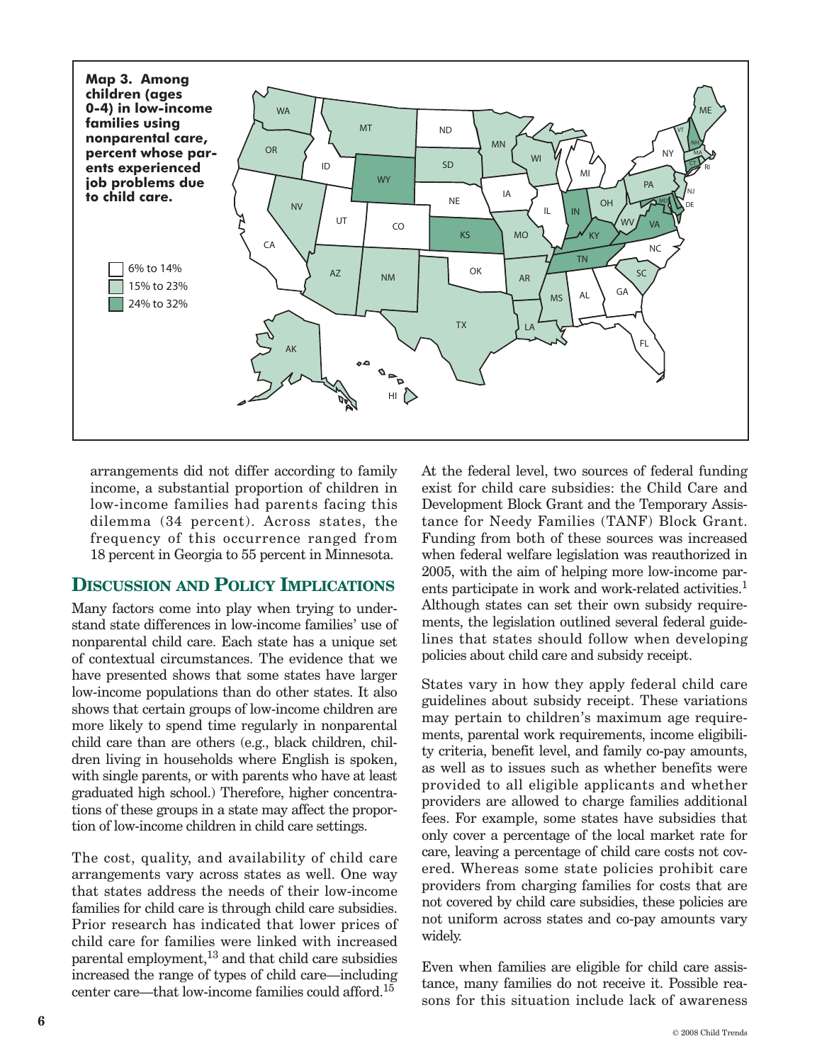**Map 3. Among children (ages 0-4) in low-income families using nonparental care, percent whose parents experienced job problems due to child care.**

6% to 14%
15% to 23%
24% to 32%

arrangements did not differ according to family income, a substantial proportion of children in low-income families had parents facing this dilemma (34 percent). Across states, the frequency of this occurrence ranged from 18 percent in Georgia to 55 percent in Minnesota.

## Discussion and Policy Implications

Many factors come into play when trying to understand state differences in low-income families' use of nonparental child care. Each state has a unique set of contextual circumstances. The evidence that we have presented shows that some states have larger low-income populations than do other states. It also shows that certain groups of low-income children are more likely to spend time regularly in nonparental child care than are others (e.g., black children, children living in households where English is spoken, with single parents, or with parents who have at least graduated high school.) Therefore, higher concentrations of these groups in a state may affect the proportion of low-income children in child care settings.

The cost, quality, and availability of child care arrangements vary across states as well. One way that states address the needs of their low-income families for child care is through child care subsidies. Prior research has indicated that lower prices of child care for families were linked with increased parental employment,[13] and that child care subsidies increased the range of types of child care—including center care—that low-income families could afford.[15]

At the federal level, two sources of federal funding exist for child care subsidies: the Child Care and Development Block Grant and the Temporary Assistance for Needy Families (TANF) Block Grant. Funding from both of these sources was increased when federal welfare legislation was reauthorized in 2005, with the aim of helping more low-income parents participate in work and work-related activities.[1] Although states can set their own subsidy requirements, the legislation outlined several federal guidelines that states should follow when developing policies about child care and subsidy receipt.

States vary in how they apply federal child care guidelines about subsidy receipt. These variations may pertain to children's maximum age requirements, parental work requirements, income eligibility criteria, benefit level, and family co-pay amounts, as well as to issues such as whether benefits were provided to all eligible applicants and whether providers are allowed to charge families additional fees. For example, some states have subsidies that only cover a percentage of the local market rate for care, leaving a percentage of child care costs not covered. Whereas some state policies prohibit care providers from charging families for costs that are not covered by child care subsidies, these policies are not uniform across states and co-pay amounts vary widely.

Even when families are eligible for child care assistance, many families do not receive it. Possible reasons for this situation include lack of awareness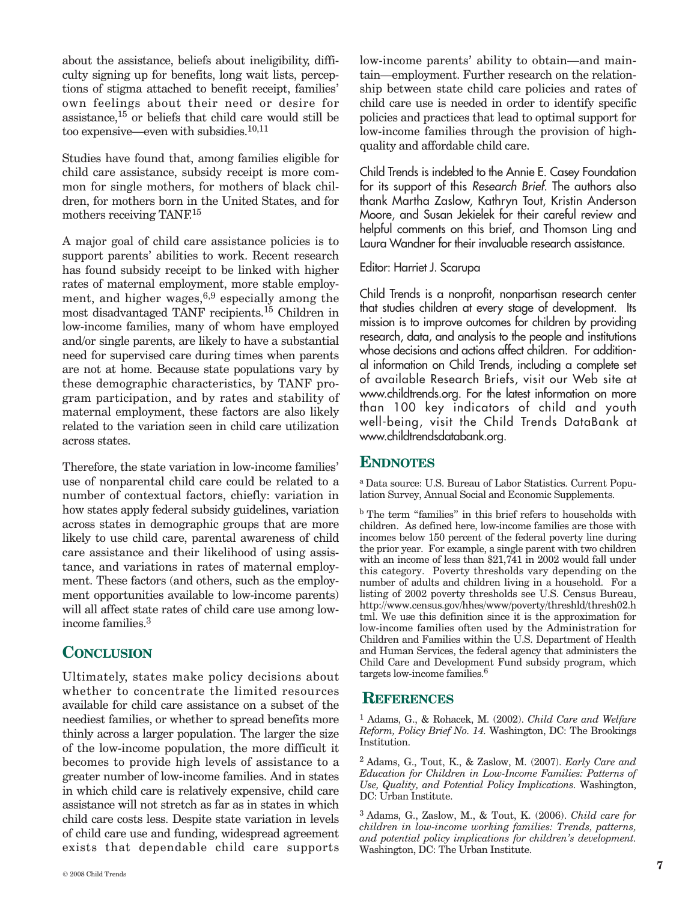about the assistance, beliefs about ineligibility, difficulty signing up for benefits, long wait lists, perceptions of stigma attached to benefit receipt, families' own feelings about their need or desire for assistance,[15] or beliefs that child care would still be too expensive—even with subsidies.[10,11]

Studies have found that, among families eligible for child care assistance, subsidy receipt is more common for single mothers, for mothers of black children, for mothers born in the United States, and for mothers receiving TANF.[15]

A major goal of child care assistance policies is to support parents' abilities to work. Recent research has found subsidy receipt to be linked with higher rates of maternal employment, more stable employment, and higher wages,[6,9] especially among the most disadvantaged TANF recipients.[15] Children in low-income families, many of whom have employed and/or single parents, are likely to have a substantial need for supervised care during times when parents are not at home. Because state populations vary by these demographic characteristics, by TANF program participation, and by rates and stability of maternal employment, these factors are also likely related to the variation seen in child care utilization across states.

Therefore, the state variation in low-income families' use of nonparental child care could be related to a number of contextual factors, chiefly: variation in how states apply federal subsidy guidelines, variation across states in demographic groups that are more likely to use child care, parental awareness of child care assistance and their likelihood of using assistance, and variations in rates of maternal employment. These factors (and others, such as the employment opportunities available to low-income parents) will all affect state rates of child care use among low-income families.[3]

## CONCLUSION

Ultimately, states make policy decisions about whether to concentrate the limited resources available for child care assistance on a subset of the neediest families, or whether to spread benefits more thinly across a larger population. The larger the size of the low-income population, the more difficult it becomes to provide high levels of assistance to a greater number of low-income families. And in states in which child care is relatively expensive, child care assistance will not stretch as far as in states in which child care costs less. Despite state variation in levels of child care use and funding, widespread agreement exists that dependable child care supports low-income parents' ability to obtain—and maintain—employment. Further research on the relationship between state child care policies and rates of child care use is needed in order to identify specific policies and practices that lead to optimal support for low-income families through the provision of high-quality and affordable child care.

Child Trends is indebted to the Annie E. Casey Foundation for its support of this *Research Brief*. The authors also thank Martha Zaslow, Kathryn Tout, Kristin Anderson Moore, and Susan Jekielek for their careful review and helpful comments on this brief, and Thomson Ling and Laura Wandner for their invaluable research assistance.

Editor: Harriet J. Scarupa

Child Trends is a nonprofit, nonpartisan research center that studies children at every stage of development. Its mission is to improve outcomes for children by providing research, data, and analysis to the people and institutions whose decisions and actions affect children. For additional information on Child Trends, including a complete set of available Research Briefs, visit our Web site at www.childtrends.org. For the latest information on more than 100 key indicators of child and youth well-being, visit the Child Trends DataBank at www.childtrendsdatabank.org.

## ENDNOTES

[a] Data source: U.S. Bureau of Labor Statistics. Current Population Survey, Annual Social and Economic Supplements.

[b] The term "families" in this brief refers to households with children. As defined here, low-income families are those with incomes below 150 percent of the federal poverty line during the prior year. For example, a single parent with two children with an income of less than $21,741 in 2002 would fall under this category. Poverty thresholds vary depending on the number of adults and children living in a household. For a listing of 2002 poverty thresholds see U.S. Census Bureau, http://www.census.gov/hhes/www/poverty/threshld/thresh02.html. We use this definition since it is the approximation for low-income families often used by the Administration for Children and Families within the U.S. Department of Health and Human Services, the federal agency that administers the Child Care and Development Fund subsidy program, which targets low-income families.[6]

## REFERENCES

[1] Adams, G., & Rohacek, M. (2002). *Child Care and Welfare Reform, Policy Brief No. 14.* Washington, DC: The Brookings Institution.

[2] Adams, G., Tout, K., & Zaslow, M. (2007). *Early Care and Education for Children in Low-Income Families: Patterns of Use, Quality, and Potential Policy Implications.* Washington, DC: Urban Institute.

[3] Adams, G., Zaslow, M., & Tout, K. (2006). *Child care for children in low-income working families: Trends, patterns, and potential policy implications for children's development.* Washington, DC: The Urban Institute.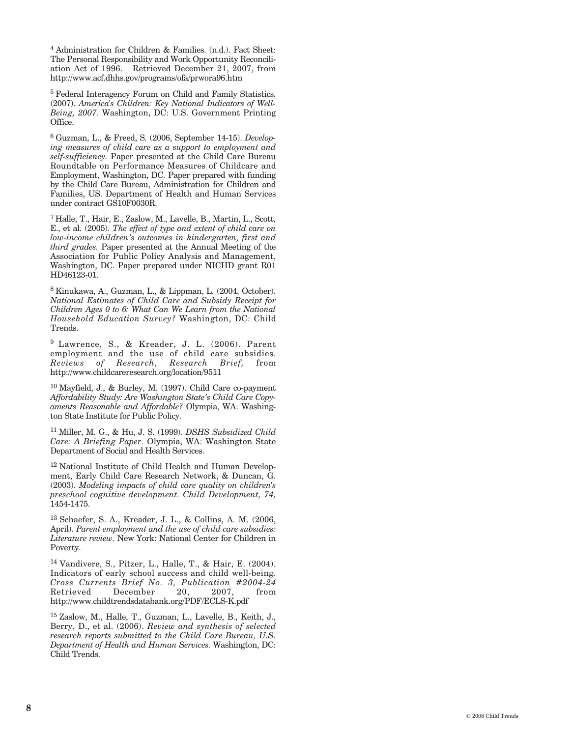[4] Administration for Children & Families. (n.d.). Fact Sheet: The Personal Responsibility and Work Opportunity Reconciliation Act of 1996. Retrieved December 21, 2007, from http://www.acf.dhhs.gov/programs/ofa/prwora96.htm

[5] Federal Interagency Forum on Child and Family Statistics. (2007). *America's Children: Key National Indicators of Well-Being, 2007.* Washington, DC: U.S. Government Printing Office.

[6] Guzman, L., & Freed, S. (2006, September 14-15). *Developing measures of child care as a support to employment and self-sufficiency.* Paper presented at the Child Care Bureau Roundtable on Performance Measures of Childcare and Employment, Washington, DC. Paper prepared with funding by the Child Care Bureau, Administration for Children and Families, US. Department of Health and Human Services under contract GS10F0030R.

[7] Halle, T., Hair, E., Zaslow, M., Lavelle, B., Martin, L., Scott, E., et al. (2005). *The effect of type and extent of child care on low-income children's outcomes in kindergarten, first and third grades.* Paper presented at the Annual Meeting of the Association for Public Policy Analysis and Management, Washington, DC. Paper prepared under NICHD grant R01 HD46123-01.

[8] Kinukawa, A., Guzman, L., & Lippman, L. (2004, October). *National Estimates of Child Care and Subsidy Receipt for Children Ages 0 to 6: What Can We Learn from the National Household Education Survey?* Washington, DC: Child Trends.

[9] Lawrence, S., & Kreader, J. L. (2006). Parent employment and the use of child care subsidies. *Reviews of Research, Research Brief,* from http://www.childcareresearch.org/location/9511

[10] Mayfield, J., & Burley, M. (1997). Child Care co-payment *Affordability Study: Are Washington State's Child Care Copyaments Reasonable and Affordable?* Olympia, WA: Washington State Institute for Public Policy.

[11] Miller, M. G., & Hu, J. S. (1999). *DSHS Subsidized Child Care: A Briefing Paper.* Olympia, WA: Washington State Department of Social and Health Services.

[12] National Institute of Child Health and Human Development, Early Child Care Research Network, & Duncan, G. (2003). *Modeling impacts of child care quality on children's preschool cognitive development. Child Development, 74,* 1454-1475.

[13] Schaefer, S. A., Kreader, J. L., & Collins, A. M. (2006, April). *Parent employment and the use of child care subsidies: Literature review.* New York: National Center for Children in Poverty.

[14] Vandivere, S., Pitzer, L., Halle, T., & Hair, E. (2004). Indicators of early school success and child well-being. *Cross Currents Brief No. 3, Publication #2004-24* Retrieved December 20, 2007, from http://www.childtrendsdatabank.org/PDF/ECLS-K.pdf

[15] Zaslow, M., Halle, T., Guzman, L., Lavelle, B., Keith, J., Berry, D., et al. (2006). *Review and synthesis of selected research reports submitted to the Child Care Bureau, U.S. Department of Health and Human Services.* Washington, DC: Child Trends.

© 2008 Child Trends